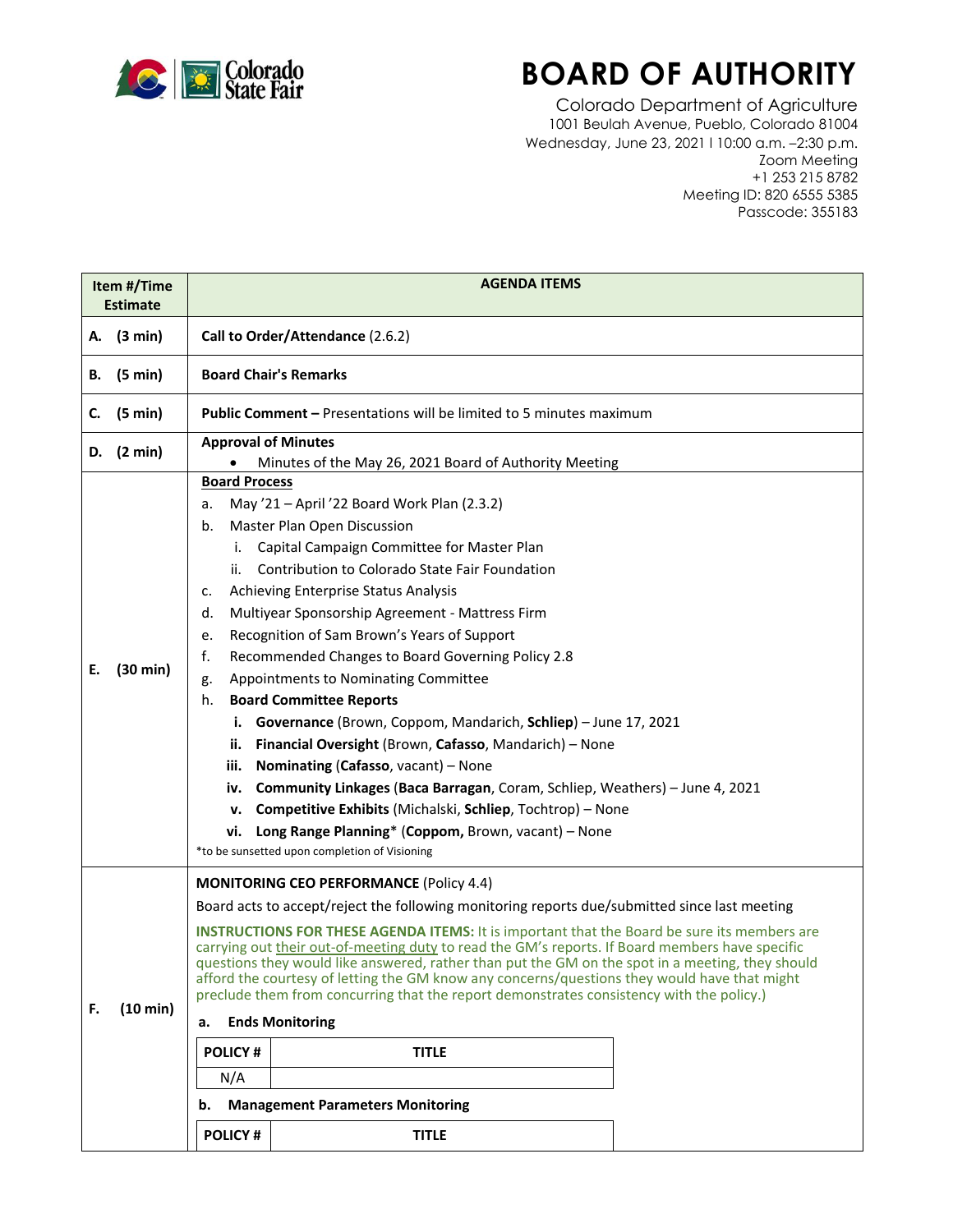# BOARD OF AUTHORITY

Colorado Department of Agriculture
1001 Beulah Avenue, Pueblo, Colorado 81004
Wednesday, June 23, 2021 I 10:00 a.m. –2:30 p.m.
Zoom Meeting
+1 253 215 8782
Meeting ID: 820 6555 5385
Passcode: 355183

| Item #/Time Estimate | AGENDA ITEMS |
|---|---|
| **A. (3 min)** | **Call to Order/Attendance** (2.6.2) |
| **B. (5 min)** | **Board Chair's Remarks** |
| **C. (5 min)** | **Public Comment –** Presentations will be limited to 5 minutes maximum |
| **D. (2 min)** | **Approval of Minutes**<br>• Minutes of the May 26, 2021 Board of Authority Meeting |
| **E. (30 min)** | **Board Process**<br>a. May '21 – April '22 Board Work Plan (2.3.2)<br>b. Master Plan Open Discussion<br>i. Capital Campaign Committee for Master Plan<br>ii. Contribution to Colorado State Fair Foundation<br>c. Achieving Enterprise Status Analysis<br>d. Multiyear Sponsorship Agreement - Mattress Firm<br>e. Recognition of Sam Brown's Years of Support<br>f. Recommended Changes to Board Governing Policy 2.8<br>g. Appointments to Nominating Committee<br>h. **Board Committee Reports**<br>**i. Governance** (Brown, Coppom, Mandarich, **Schliep**) – June 17, 2021<br>**ii. Financial Oversight** (Brown, **Cafasso**, Mandarich) – None<br>**iii. Nominating** (**Cafasso**, vacant) – None<br>**iv. Community Linkages** (**Baca Barragan**, Coram, Schliep, Weathers) – June 4, 2021<br>**v. Competitive Exhibits** (Michalski, **Schliep**, Tochtrop) – None<br>**vi. Long Range Planning*** (**Coppom,** Brown, vacant) – None<br>*to be sunsetted upon completion of Visioning |
| **F. (10 min)** | **MONITORING CEO PERFORMANCE** (Policy 4.4)<br>Board acts to accept/reject the following monitoring reports due/submitted since last meeting<br>**INSTRUCTIONS FOR THESE AGENDA ITEMS:** It is important that the Board be sure its members are carrying out their out-of-meeting duty to read the GM's reports. If Board members have specific questions they would like answered, rather than put the GM on the spot in a meeting, they should afford the courtesy of letting the GM know any concerns/questions they would have that might preclude them from concurring that the report demonstrates consistency with the policy.)<br>**a. Ends Monitoring**<br>**POLICY #** \| **TITLE**<br>N/A \|<br>**b. Management Parameters Monitoring**<br>**POLICY #** \| **TITLE** |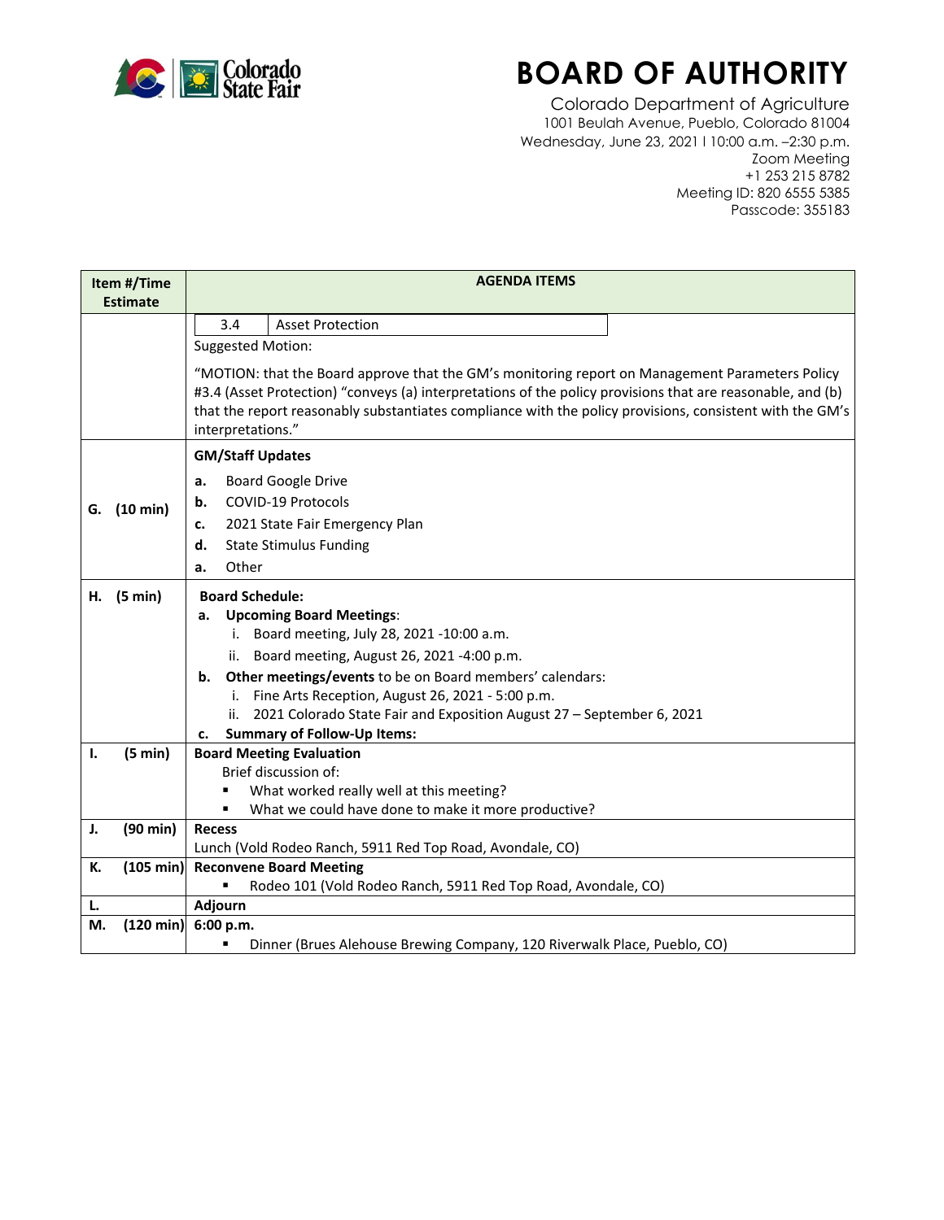# BOARD OF AUTHORITY

Colorado Department of Agriculture
1001 Beulah Avenue, Pueblo, Colorado 81004
Wednesday, June 23, 2021 l 10:00 a.m. –2:30 p.m.
Zoom Meeting
+1 253 215 8782
Meeting ID: 820 6555 5385
Passcode: 355183

| Item #/Time Estimate | AGENDA ITEMS |
|---|---|
| | 3.4 Asset Protection<br>Suggested Motion:<br>"MOTION: that the Board approve that the GM's monitoring report on Management Parameters Policy #3.4 (Asset Protection) "conveys (a) interpretations of the policy provisions that are reasonable, and (b) that the report reasonably substantiates compliance with the policy provisions, consistent with the GM's interpretations." |
| G. (10 min) | **GM/Staff Updates**<br>**a.** Board Google Drive<br>**b.** COVID-19 Protocols<br>**c.** 2021 State Fair Emergency Plan<br>**d.** State Stimulus Funding<br>**a.** Other |
| H. (5 min) | **Board Schedule:**<br>**a. Upcoming Board Meetings**:<br>i. Board meeting, July 28, 2021 -10:00 a.m.<br>ii. Board meeting, August 26, 2021 -4:00 p.m.<br>**b. Other meetings/events** to be on Board members' calendars:<br>i. Fine Arts Reception, August 26, 2021 - 5:00 p.m.<br>ii. 2021 Colorado State Fair and Exposition August 27 – September 6, 2021<br>**c. Summary of Follow-Up Items:** |
| I. (5 min) | **Board Meeting Evaluation**<br>Brief discussion of:<br>▪ What worked really well at this meeting?<br>▪ What we could have done to make it more productive? |
| J. (90 min) | **Recess**<br>Lunch (Vold Rodeo Ranch, 5911 Red Top Road, Avondale, CO) |
| K. (105 min) | **Reconvene Board Meeting**<br>▪ Rodeo 101 (Vold Rodeo Ranch, 5911 Red Top Road, Avondale, CO) |
| L. | **Adjourn** |
| M. (120 min) | **6:00 p.m.**<br>▪ Dinner (Brues Alehouse Brewing Company, 120 Riverwalk Place, Pueblo, CO) |